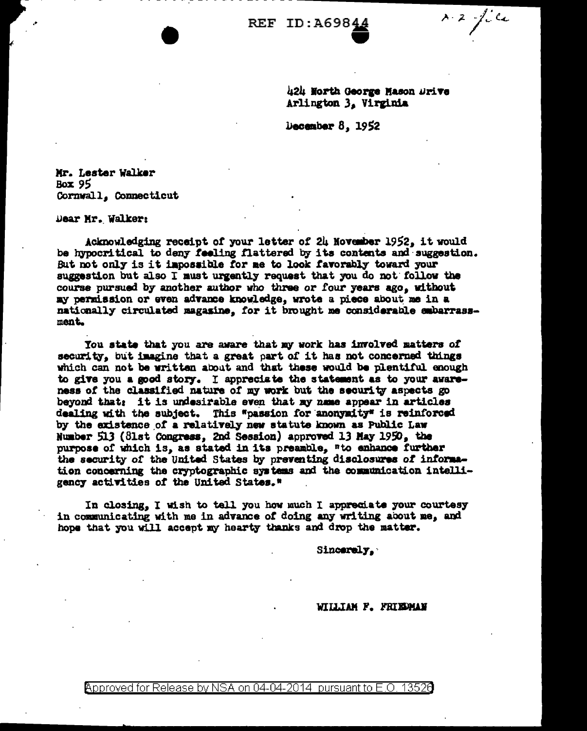REF ID:A69844

A-2 - file

424 North George Mason Drive
Arlington 3, Virginia

December 8, 1952

Mr. Lester Walker
Box 95
Cornwall, Connecticut

Dear Mr. Walker:

Acknowledging receipt of your letter of 24 November 1952, it would be hypocritical to deny feeling flattered by its contents and suggestion. But not only is it impossible for me to look favorably toward your suggestion but also I must urgently request that you do not follow the course pursued by another author who three or four years ago, without my permission or even advance knowledge, wrote a piece about me in a nationally circulated magazine, for it brought me considerable embarrassment.

You state that you are aware that my work has involved matters of security, but imagine that a great part of it has not concerned things which can not be written about and that these would be plentiful enough to give you a good story. I appreciate the statement as to your awareness of the classified nature of my work but the security aspects go beyond that: it is undesirable even that my name appear in articles dealing with the subject. This "passion for anonymity" is reinforced by the existence of a relatively new statute known as Public Law Number 513 (81st Congress, 2nd Session) approved 13 May 1950, the purpose of which is, as stated in its preamble, "to enhance further the security of the United States by preventing disclosures of information concerning the cryptographic systems and the communication intelligency activities of the United States."

In closing, I wish to tell you how much I appreciate your courtesy in communicating with me in advance of doing any writing about me, and hope that you will accept my hearty thanks and drop the matter.

Sincerely,

WILLIAM F. FRIEDMAN

Approved for Release by NSA on 04-04-2014 pursuant to E.O. 13526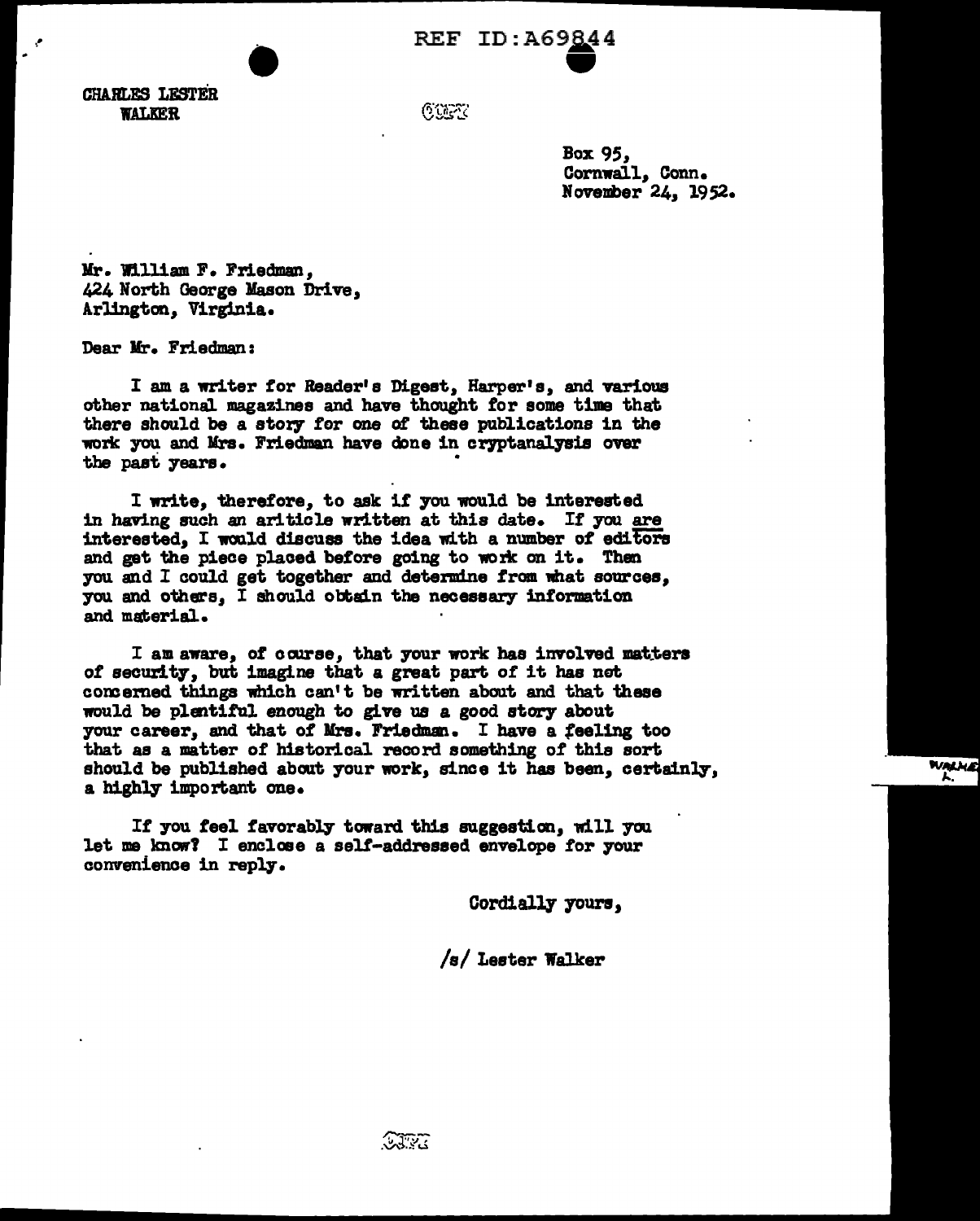REF ID:A69844

CHARLES LESTER
WALKER

COPY

Box 95,
Cornwall, Conn.
November 24, 1952.

Mr. William F. Friedman,
424 North George Mason Drive,
Arlington, Virginia.

Dear Mr. Friedman:

I am a writer for Reader's Digest, Harper's, and various other national magazines and have thought for some time that there should be a story for one of these publications in the work you and Mrs. Friedman have done in cryptanalysis over the past years.

I write, therefore, to ask if you would be interested in having such an ariticle written at this date. If you are interested, I would discuss the idea with a number of editors and get the piece placed before going to work on it. Then you and I could get together and determine from what sources, you and others, I should obtain the necessary information and material.

I am aware, of course, that your work has involved matters of security, but imagine that a great part of it has not concerned things which can't be written about and that these would be plentiful enough to give us a good story about your career, and that of Mrs. Friedman. I have a feeling too that as a matter of historical record something of this sort should be published about your work, since it has been, certainly, a highly important one.

If you feel favorably toward this suggestion, will you let me know? I enclose a self-addressed envelope for your convenience in reply.

Cordially yours,

/s/ Lester Walker

COPY